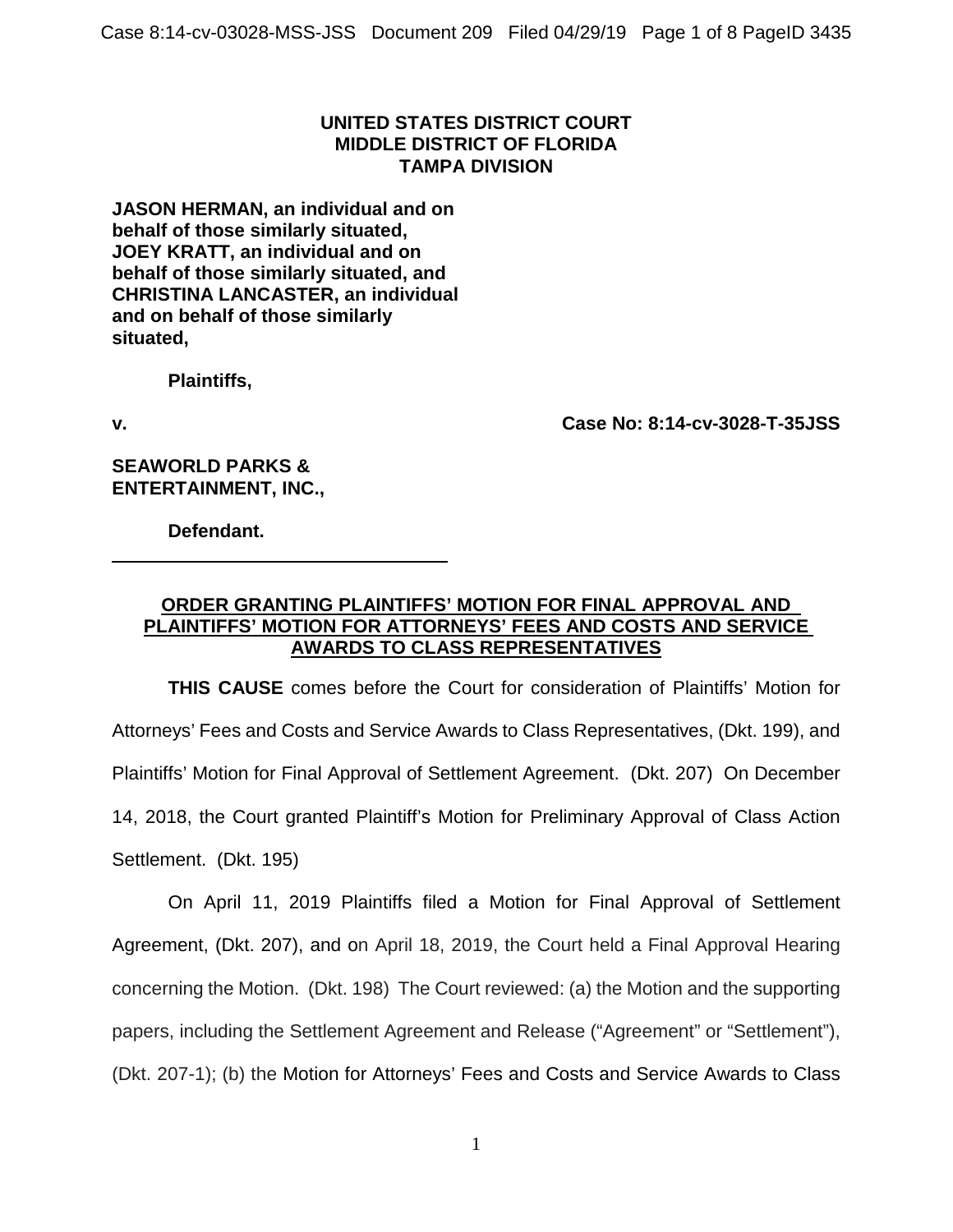**UNITED STATES DISTRICT COURT**
**MIDDLE DISTRICT OF FLORIDA**
**TAMPA DIVISION**

**JASON HERMAN, an individual and on behalf of those similarly situated, JOEY KRATT, an individual and on behalf of those similarly situated, and CHRISTINA LANCASTER, an individual and on behalf of those similarly situated,**

**Plaintiffs,**

**v.** **Case No: 8:14-cv-3028-T-35JSS**

**SEAWORLD PARKS & ENTERTAINMENT, INC.,**

**Defendant.**

---

## ORDER GRANTING PLAINTIFFS' MOTION FOR FINAL APPROVAL AND PLAINTIFFS' MOTION FOR ATTORNEYS' FEES AND COSTS AND SERVICE AWARDS TO CLASS REPRESENTATIVES

**THIS CAUSE** comes before the Court for consideration of Plaintiffs' Motion for Attorneys' Fees and Costs and Service Awards to Class Representatives, (Dkt. 199), and Plaintiffs' Motion for Final Approval of Settlement Agreement. (Dkt. 207) On December 14, 2018, the Court granted Plaintiff's Motion for Preliminary Approval of Class Action Settlement. (Dkt. 195)

On April 11, 2019 Plaintiffs filed a Motion for Final Approval of Settlement Agreement, (Dkt. 207), and on April 18, 2019, the Court held a Final Approval Hearing concerning the Motion. (Dkt. 198) The Court reviewed: (a) the Motion and the supporting papers, including the Settlement Agreement and Release ("Agreement" or "Settlement"), (Dkt. 207-1); (b) the Motion for Attorneys' Fees and Costs and Service Awards to Class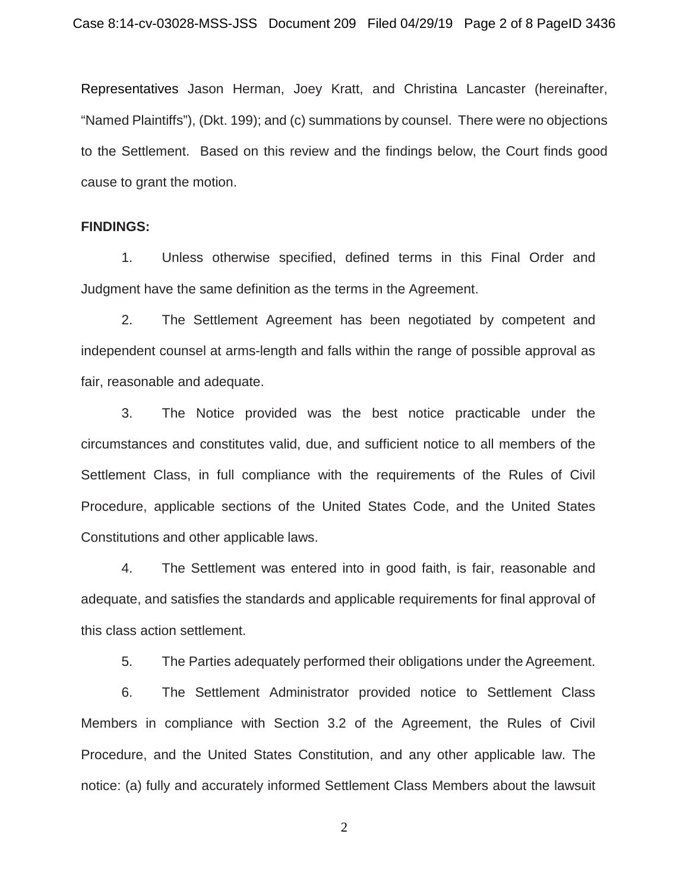Representatives Jason Herman, Joey Kratt, and Christina Lancaster (hereinafter, "Named Plaintiffs"), (Dkt. 199); and (c) summations by counsel. There were no objections to the Settlement. Based on this review and the findings below, the Court finds good cause to grant the motion.

**FINDINGS:**

1. Unless otherwise specified, defined terms in this Final Order and Judgment have the same definition as the terms in the Agreement.

2. The Settlement Agreement has been negotiated by competent and independent counsel at arms-length and falls within the range of possible approval as fair, reasonable and adequate.

3. The Notice provided was the best notice practicable under the circumstances and constitutes valid, due, and sufficient notice to all members of the Settlement Class, in full compliance with the requirements of the Rules of Civil Procedure, applicable sections of the United States Code, and the United States Constitutions and other applicable laws.

4. The Settlement was entered into in good faith, is fair, reasonable and adequate, and satisfies the standards and applicable requirements for final approval of this class action settlement.

5. The Parties adequately performed their obligations under the Agreement.

6. The Settlement Administrator provided notice to Settlement Class Members in compliance with Section 3.2 of the Agreement, the Rules of Civil Procedure, and the United States Constitution, and any other applicable law. The notice: (a) fully and accurately informed Settlement Class Members about the lawsuit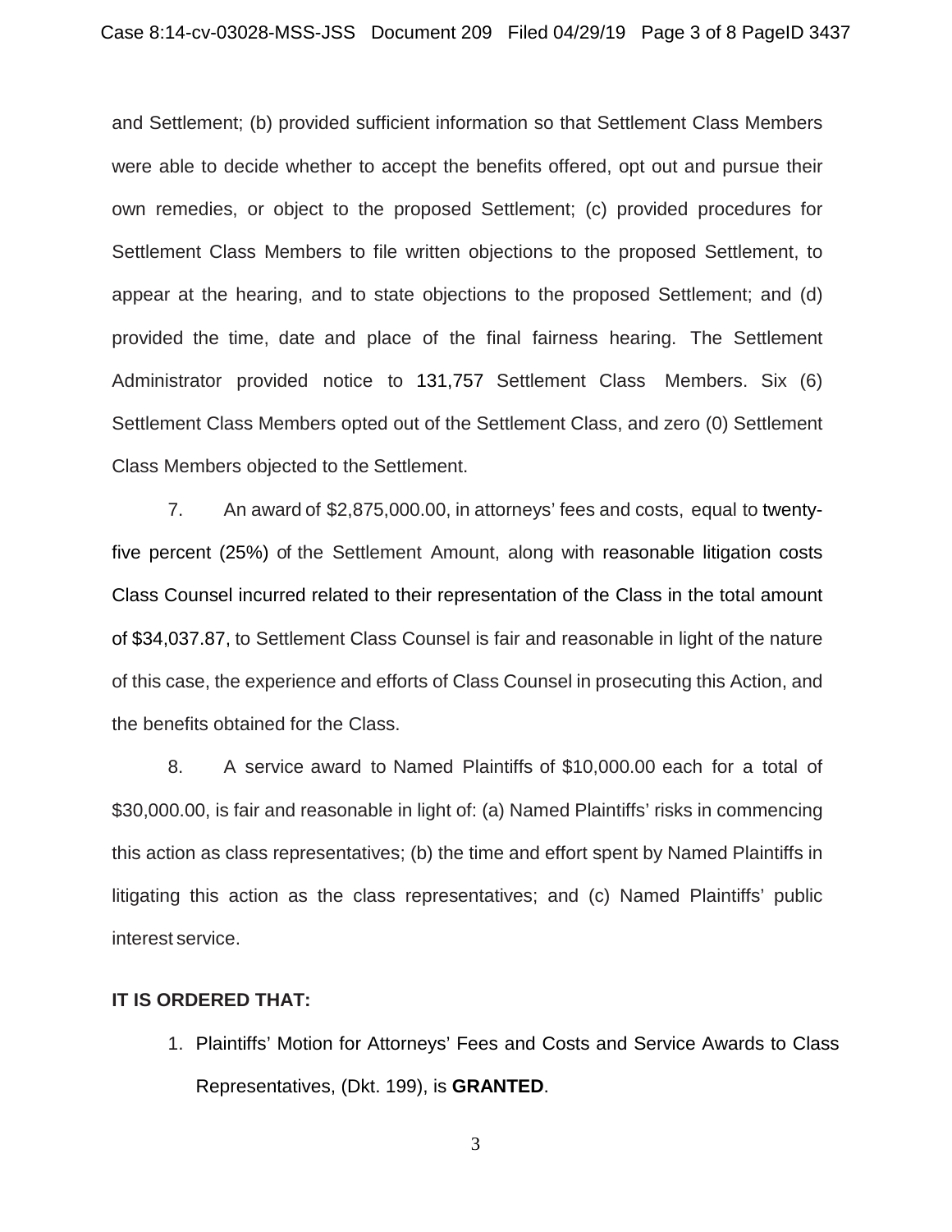and Settlement; (b) provided sufficient information so that Settlement Class Members were able to decide whether to accept the benefits offered, opt out and pursue their own remedies, or object to the proposed Settlement; (c) provided procedures for Settlement Class Members to file written objections to the proposed Settlement, to appear at the hearing, and to state objections to the proposed Settlement; and (d) provided the time, date and place of the final fairness hearing. The Settlement Administrator provided notice to 131,757 Settlement Class Members. Six (6) Settlement Class Members opted out of the Settlement Class, and zero (0) Settlement Class Members objected to the Settlement.

7. An award of $2,875,000.00, in attorneys' fees and costs, equal to twenty-five percent (25%) of the Settlement Amount, along with reasonable litigation costs Class Counsel incurred related to their representation of the Class in the total amount of $34,037.87, to Settlement Class Counsel is fair and reasonable in light of the nature of this case, the experience and efforts of Class Counsel in prosecuting this Action, and the benefits obtained for the Class.

8. A service award to Named Plaintiffs of $10,000.00 each for a total of $30,000.00, is fair and reasonable in light of: (a) Named Plaintiffs' risks in commencing this action as class representatives; (b) the time and effort spent by Named Plaintiffs in litigating this action as the class representatives; and (c) Named Plaintiffs' public interest service.

**IT IS ORDERED THAT:**

1. Plaintiffs' Motion for Attorneys' Fees and Costs and Service Awards to Class Representatives, (Dkt. 199), is **GRANTED**.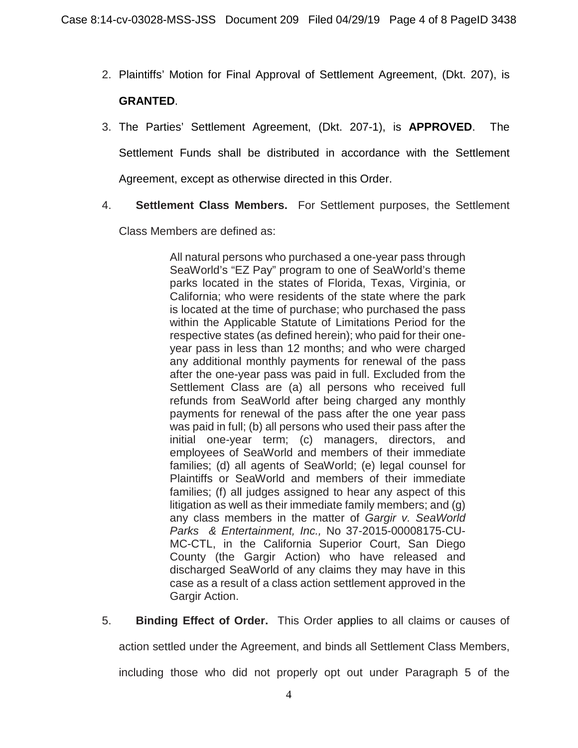2. Plaintiffs' Motion for Final Approval of Settlement Agreement, (Dkt. 207), is **GRANTED**.

3. The Parties' Settlement Agreement, (Dkt. 207-1), is **APPROVED**. The Settlement Funds shall be distributed in accordance with the Settlement Agreement, except as otherwise directed in this Order.

4. **Settlement Class Members.** For Settlement purposes, the Settlement Class Members are defined as:

> All natural persons who purchased a one-year pass through SeaWorld's "EZ Pay" program to one of SeaWorld's theme parks located in the states of Florida, Texas, Virginia, or California; who were residents of the state where the park is located at the time of purchase; who purchased the pass within the Applicable Statute of Limitations Period for the respective states (as defined herein); who paid for their one-year pass in less than 12 months; and who were charged any additional monthly payments for renewal of the pass after the one-year pass was paid in full. Excluded from the Settlement Class are (a) all persons who received full refunds from SeaWorld after being charged any monthly payments for renewal of the pass after the one year pass was paid in full; (b) all persons who used their pass after the initial one-year term; (c) managers, directors, and employees of SeaWorld and members of their immediate families; (d) all agents of SeaWorld; (e) legal counsel for Plaintiffs or SeaWorld and members of their immediate families; (f) all judges assigned to hear any aspect of this litigation as well as their immediate family members; and (g) any class members in the matter of *Gargir v. SeaWorld Parks & Entertainment, Inc.,* No 37-2015-00008175-CU-MC-CTL, in the California Superior Court, San Diego County (the Gargir Action) who have released and discharged SeaWorld of any claims they may have in this case as a result of a class action settlement approved in the Gargir Action.

5. **Binding Effect of Order.** This Order applies to all claims or causes of action settled under the Agreement, and binds all Settlement Class Members, including those who did not properly opt out under Paragraph 5 of the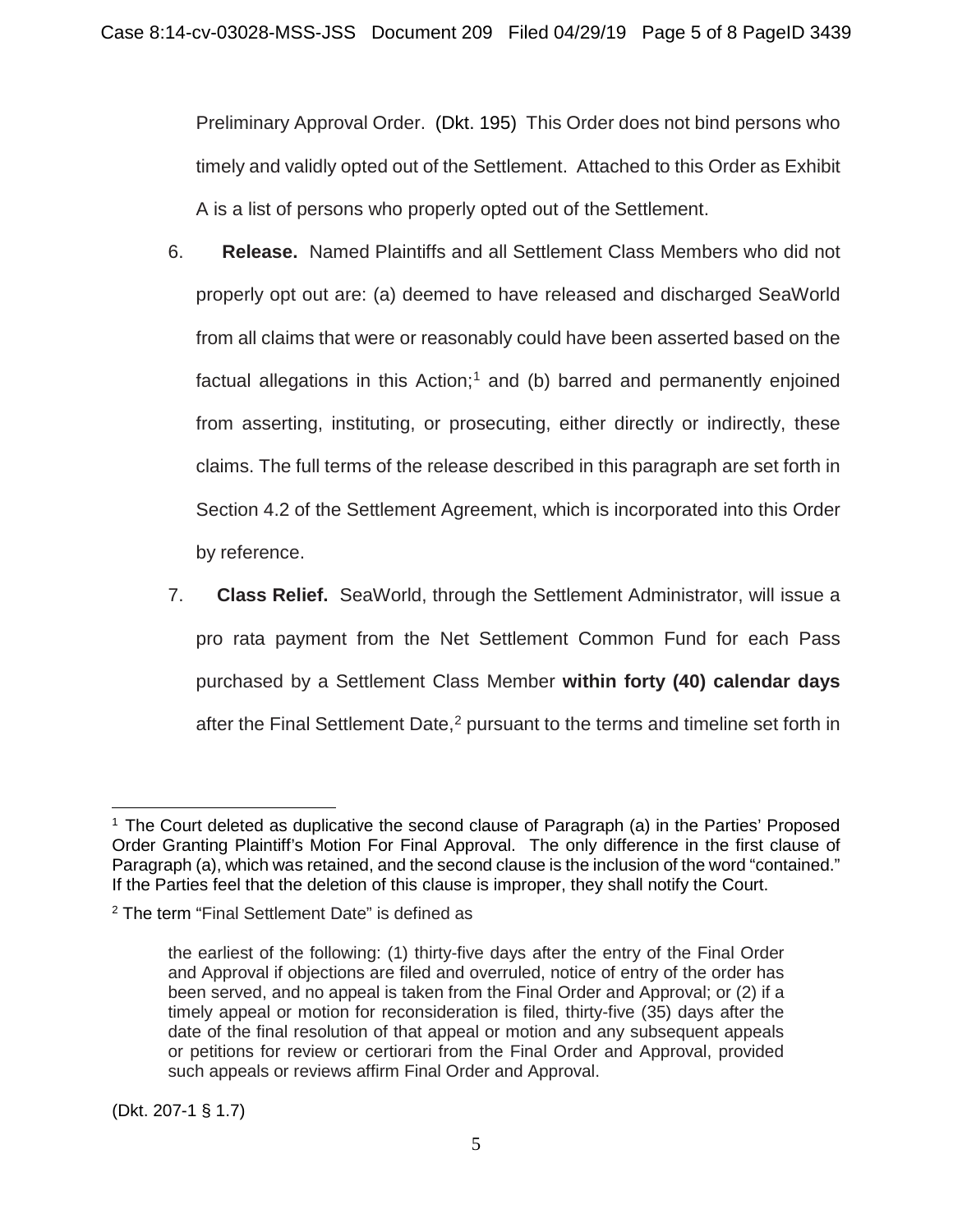Preliminary Approval Order. (Dkt. 195) This Order does not bind persons who timely and validly opted out of the Settlement. Attached to this Order as Exhibit A is a list of persons who properly opted out of the Settlement.

6. **Release.** Named Plaintiffs and all Settlement Class Members who did not properly opt out are: (a) deemed to have released and discharged SeaWorld from all claims that were or reasonably could have been asserted based on the factual allegations in this Action;[1] and (b) barred and permanently enjoined from asserting, instituting, or prosecuting, either directly or indirectly, these claims. The full terms of the release described in this paragraph are set forth in Section 4.2 of the Settlement Agreement, which is incorporated into this Order by reference.

7. **Class Relief.** SeaWorld, through the Settlement Administrator, will issue a pro rata payment from the Net Settlement Common Fund for each Pass purchased by a Settlement Class Member **within forty (40) calendar days** after the Final Settlement Date,[2] pursuant to the terms and timeline set forth in

---

[1] The Court deleted as duplicative the second clause of Paragraph (a) in the Parties' Proposed Order Granting Plaintiff's Motion For Final Approval. The only difference in the first clause of Paragraph (a), which was retained, and the second clause is the inclusion of the word "contained." If the Parties feel that the deletion of this clause is improper, they shall notify the Court.

[2] The term "Final Settlement Date" is defined as

> the earliest of the following: (1) thirty-five days after the entry of the Final Order and Approval if objections are filed and overruled, notice of entry of the order has been served, and no appeal is taken from the Final Order and Approval; or (2) if a timely appeal or motion for reconsideration is filed, thirty-five (35) days after the date of the final resolution of that appeal or motion and any subsequent appeals or petitions for review or certiorari from the Final Order and Approval, provided such appeals or reviews affirm Final Order and Approval.

(Dkt. 207-1 § 1.7)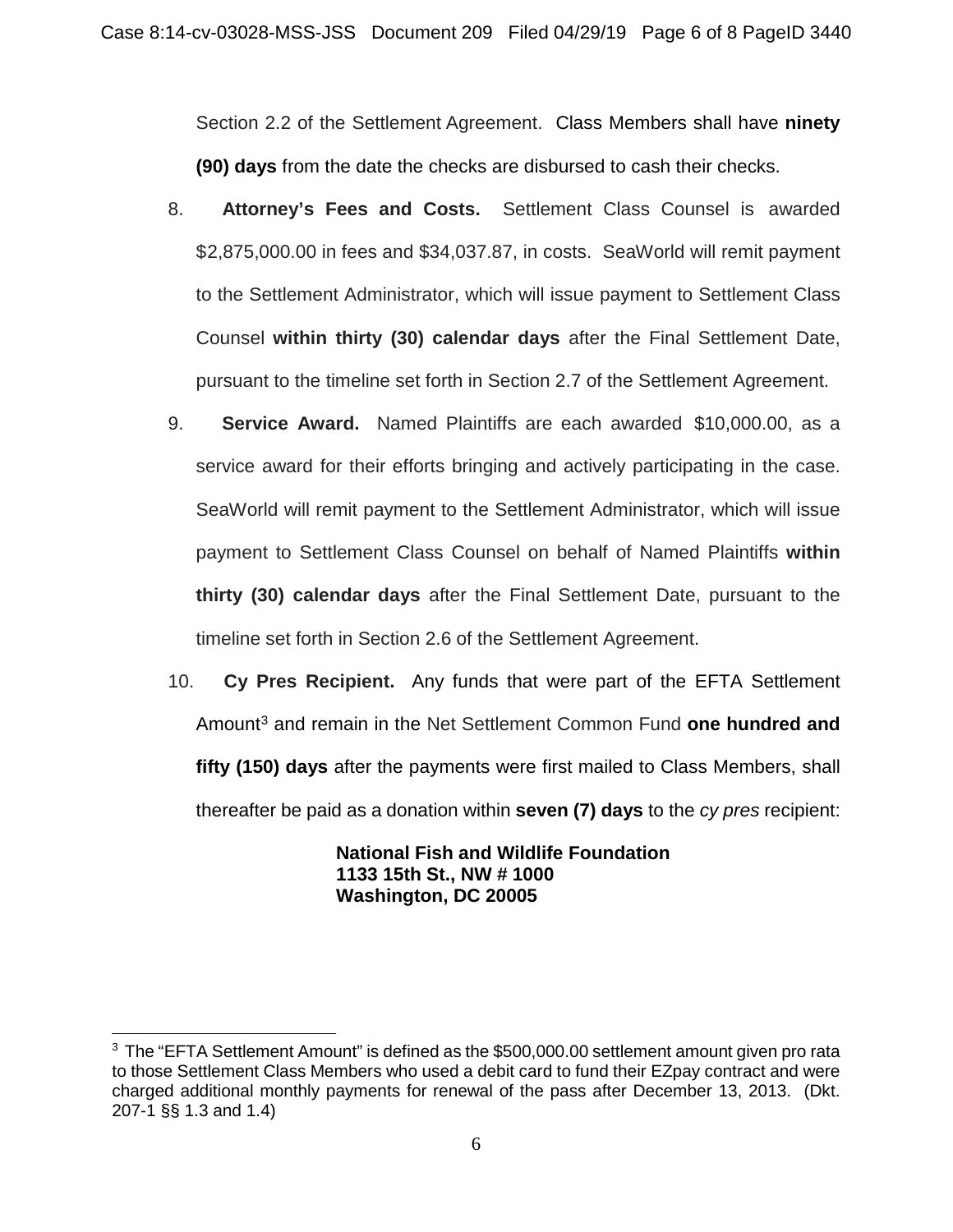Section 2.2 of the Settlement Agreement. Class Members shall have **ninety (90) days** from the date the checks are disbursed to cash their checks.

8. **Attorney's Fees and Costs.** Settlement Class Counsel is awarded $2,875,000.00 in fees and $34,037.87, in costs. SeaWorld will remit payment to the Settlement Administrator, which will issue payment to Settlement Class Counsel **within thirty (30) calendar days** after the Final Settlement Date, pursuant to the timeline set forth in Section 2.7 of the Settlement Agreement.

9. **Service Award.** Named Plaintiffs are each awarded $10,000.00, as a service award for their efforts bringing and actively participating in the case. SeaWorld will remit payment to the Settlement Administrator, which will issue payment to Settlement Class Counsel on behalf of Named Plaintiffs **within thirty (30) calendar days** after the Final Settlement Date, pursuant to the timeline set forth in Section 2.6 of the Settlement Agreement.

10. **Cy Pres Recipient.** Any funds that were part of the EFTA Settlement Amount[3] and remain in the Net Settlement Common Fund **one hundred and fifty (150) days** after the payments were first mailed to Class Members, shall thereafter be paid as a donation within **seven (7) days** to the *cy pres* recipient:

**National Fish and Wildlife Foundation**
**1133 15th St., NW # 1000**
**Washington, DC 20005**

---

[3] The "EFTA Settlement Amount" is defined as the $500,000.00 settlement amount given pro rata to those Settlement Class Members who used a debit card to fund their EZpay contract and were charged additional monthly payments for renewal of the pass after December 13, 2013. (Dkt. 207-1 §§ 1.3 and 1.4)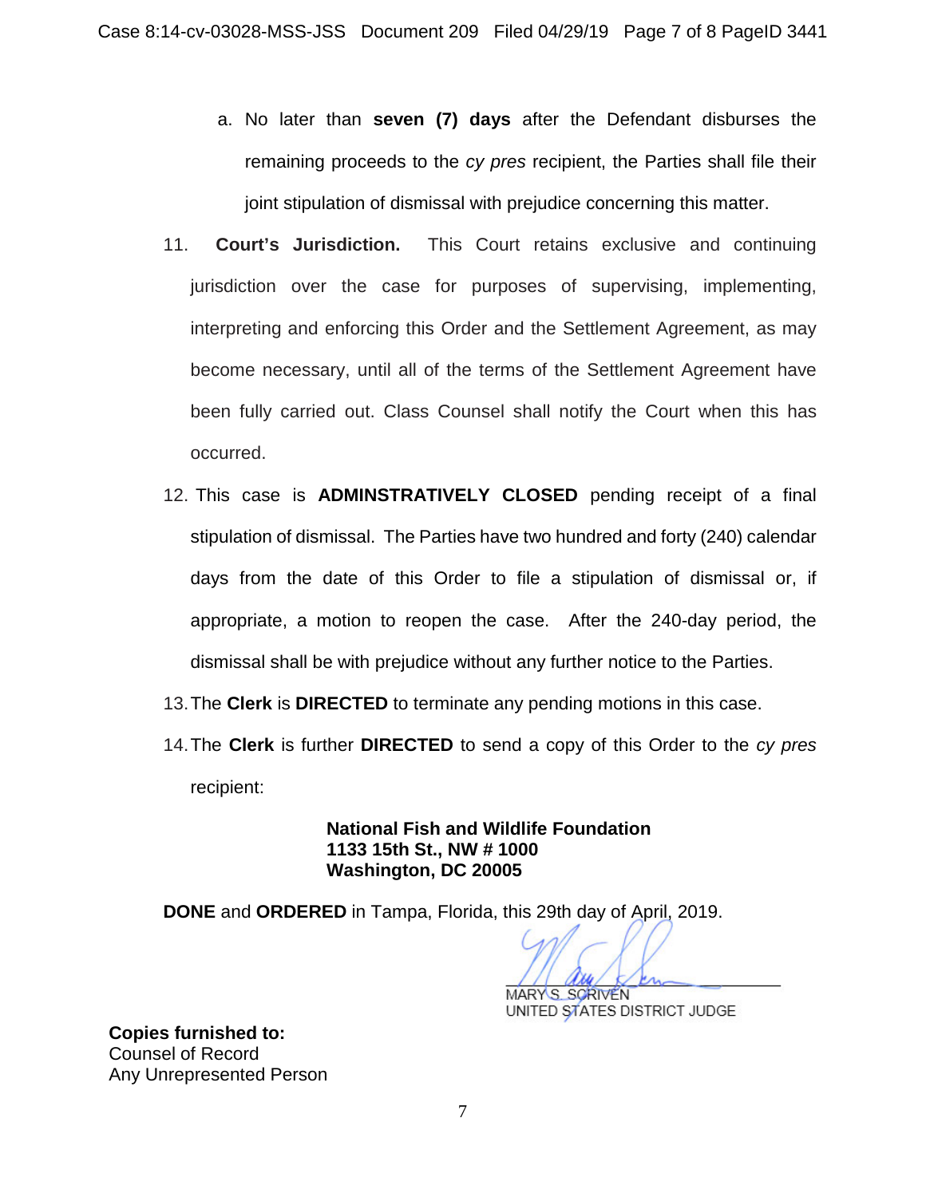a. No later than **seven (7) days** after the Defendant disburses the remaining proceeds to the *cy pres* recipient, the Parties shall file their joint stipulation of dismissal with prejudice concerning this matter.

11. **Court's Jurisdiction.** This Court retains exclusive and continuing jurisdiction over the case for purposes of supervising, implementing, interpreting and enforcing this Order and the Settlement Agreement, as may become necessary, until all of the terms of the Settlement Agreement have been fully carried out. Class Counsel shall notify the Court when this has occurred.

12. This case is **ADMINSTRATIVELY CLOSED** pending receipt of a final stipulation of dismissal. The Parties have two hundred and forty (240) calendar days from the date of this Order to file a stipulation of dismissal or, if appropriate, a motion to reopen the case. After the 240-day period, the dismissal shall be with prejudice without any further notice to the Parties.

13. The **Clerk** is **DIRECTED** to terminate any pending motions in this case.

14. The **Clerk** is further **DIRECTED** to send a copy of this Order to the *cy pres* recipient:

**National Fish and Wildlife Foundation**
**1133 15th St., NW # 1000**
**Washington, DC 20005**

**DONE** and **ORDERED** in Tampa, Florida, this 29th day of April, 2019.

MARY S. SCRIVEN
UNITED STATES DISTRICT JUDGE

**Copies furnished to:**
Counsel of Record
Any Unrepresented Person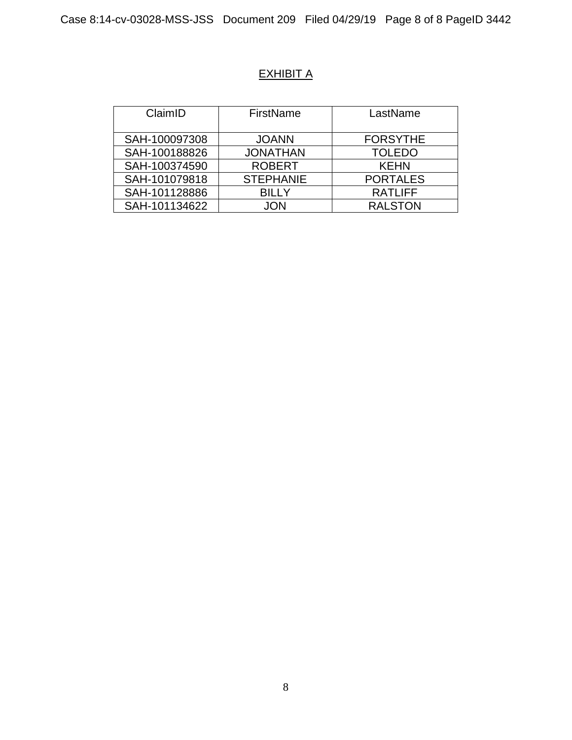<u>EXHIBIT A</u>

| ClaimID | FirstName | LastName |
| --- | --- | --- |
| SAH-100097308 | JOANN | FORSYTHE |
| SAH-100188826 | JONATHAN | TOLEDO |
| SAH-100374590 | ROBERT | KEHN |
| SAH-101079818 | STEPHANIE | PORTALES |
| SAH-101128886 | BILLY | RATLIFF |
| SAH-101134622 | JON | RALSTON |